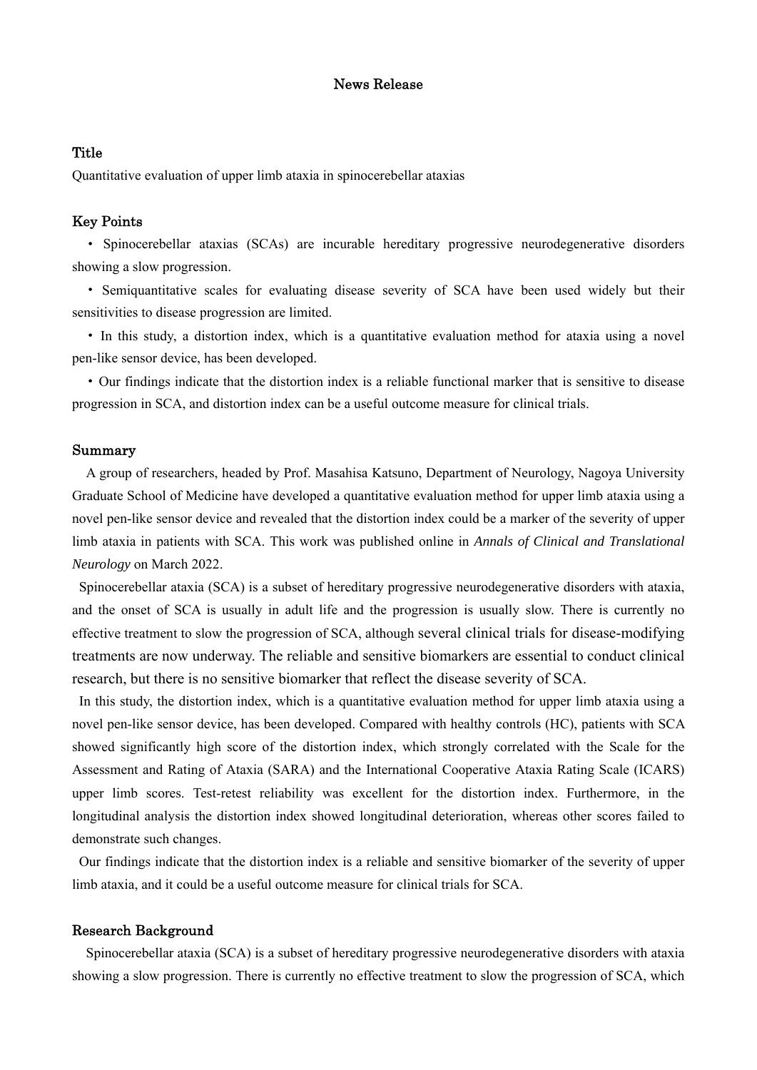# News Release

## Title

Quantitative evaluation of upper limb ataxia in spinocerebellar ataxias

## Key Points

- Spinocerebellar ataxias (SCAs) are incurable hereditary progressive neurodegenerative disorders showing a slow progression.
- Semiquantitative scales for evaluating disease severity of SCA have been used widely but their sensitivities to disease progression are limited.
- In this study, a distortion index, which is a quantitative evaluation method for ataxia using a novel pen-like sensor device, has been developed.
- Our findings indicate that the distortion index is a reliable functional marker that is sensitive to disease progression in SCA, and distortion index can be a useful outcome measure for clinical trials.

## Summary

A group of researchers, headed by Prof. Masahisa Katsuno, Department of Neurology, Nagoya University Graduate School of Medicine have developed a quantitative evaluation method for upper limb ataxia using a novel pen-like sensor device and revealed that the distortion index could be a marker of the severity of upper limb ataxia in patients with SCA. This work was published online in *Annals of Clinical and Translational Neurology* on March 2022.

Spinocerebellar ataxia (SCA) is a subset of hereditary progressive neurodegenerative disorders with ataxia, and the onset of SCA is usually in adult life and the progression is usually slow. There is currently no effective treatment to slow the progression of SCA, although several clinical trials for disease-modifying treatments are now underway. The reliable and sensitive biomarkers are essential to conduct clinical research, but there is no sensitive biomarker that reflect the disease severity of SCA.

In this study, the distortion index, which is a quantitative evaluation method for upper limb ataxia using a novel pen-like sensor device, has been developed. Compared with healthy controls (HC), patients with SCA showed significantly high score of the distortion index, which strongly correlated with the Scale for the Assessment and Rating of Ataxia (SARA) and the International Cooperative Ataxia Rating Scale (ICARS) upper limb scores. Test-retest reliability was excellent for the distortion index. Furthermore, in the longitudinal analysis the distortion index showed longitudinal deterioration, whereas other scores failed to demonstrate such changes.

Our findings indicate that the distortion index is a reliable and sensitive biomarker of the severity of upper limb ataxia, and it could be a useful outcome measure for clinical trials for SCA.

## Research Background

Spinocerebellar ataxia (SCA) is a subset of hereditary progressive neurodegenerative disorders with ataxia showing a slow progression. There is currently no effective treatment to slow the progression of SCA, which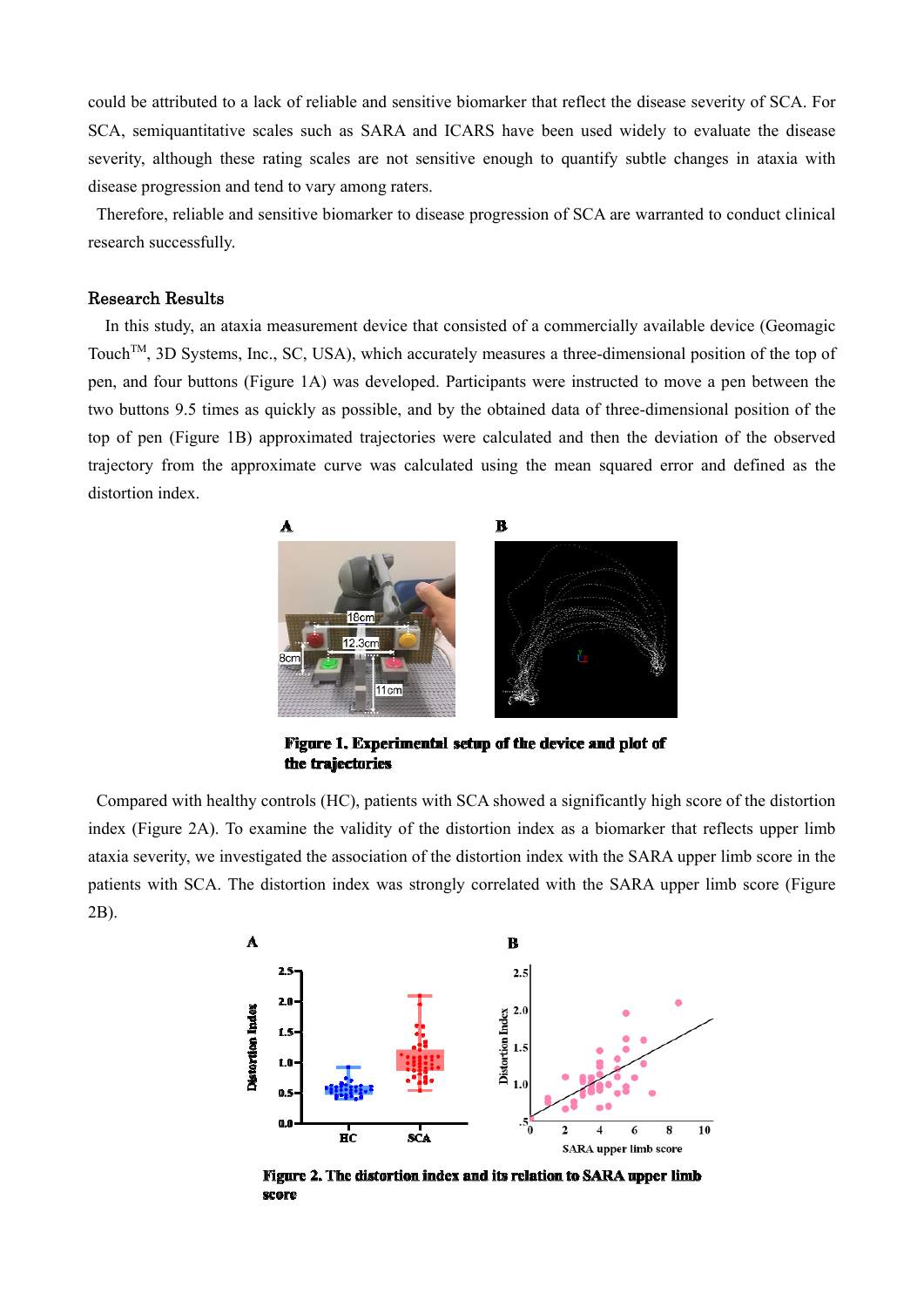could be attributed to a lack of reliable and sensitive biomarker that reflect the disease severity of SCA. For SCA, semiquantitative scales such as SARA and ICARS have been used widely to evaluate the disease severity, although these rating scales are not sensitive enough to quantify subtle changes in ataxia with disease progression and tend to vary among raters.

Therefore, reliable and sensitive biomarker to disease progression of SCA are warranted to conduct clinical research successfully.

## Research Results

In this study, an ataxia measurement device that consisted of a commercially available device (Geomagic Touch™, 3D Systems, Inc., SC, USA), which accurately measures a three-dimensional position of the top of pen, and four buttons (Figure 1A) was developed. Participants were instructed to move a pen between the two buttons 9.5 times as quickly as possible, and by the obtained data of three-dimensional position of the top of pen (Figure 1B) approximated trajectories were calculated and then the deviation of the observed trajectory from the approximate curve was calculated using the mean squared error and defined as the distortion index.

**Figure 1. Experimental setup of the device and plot of the trajectories**

Compared with healthy controls (HC), patients with SCA showed a significantly high score of the distortion index (Figure 2A). To examine the validity of the distortion index as a biomarker that reflects upper limb ataxia severity, we investigated the association of the distortion index with the SARA upper limb score in the patients with SCA. The distortion index was strongly correlated with the SARA upper limb score (Figure 2B).

**Figure 2. The distortion index and its relation to SARA upper limb score**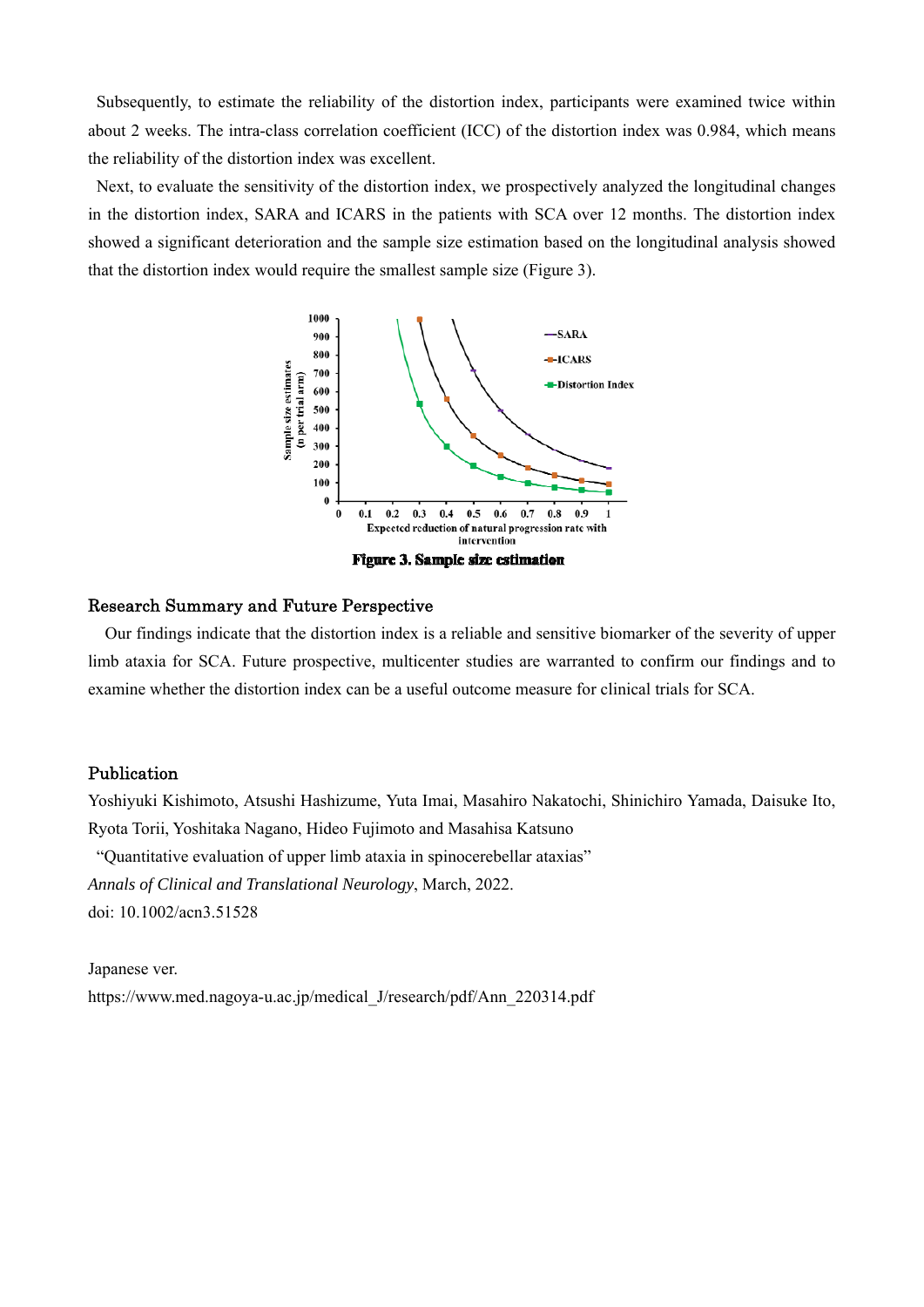Subsequently, to estimate the reliability of the distortion index, participants were examined twice within about 2 weeks. The intra-class correlation coefficient (ICC) of the distortion index was 0.984, which means the reliability of the distortion index was excellent.

Next, to evaluate the sensitivity of the distortion index, we prospectively analyzed the longitudinal changes in the distortion index, SARA and ICARS in the patients with SCA over 12 months. The distortion index showed a significant deterioration and the sample size estimation based on the longitudinal analysis showed that the distortion index would require the smallest sample size (Figure 3).

Sample size estimates (n per trial arm)

1000
900
800
700
600
500
400
300
200
100
0

0 0.1 0.2 0.3 0.4 0.5 0.6 0.7 0.8 0.9 1

Expected reduction of natural progression rate with intervention

SARA
ICARS
Distortion Index

**Figure 3. Sample size estimation**

## Research Summary and Future Perspective

Our findings indicate that the distortion index is a reliable and sensitive biomarker of the severity of upper limb ataxia for SCA. Future prospective, multicenter studies are warranted to confirm our findings and to examine whether the distortion index can be a useful outcome measure for clinical trials for SCA.

## Publication

Yoshiyuki Kishimoto, Atsushi Hashizume, Yuta Imai, Masahiro Nakatochi, Shinichiro Yamada, Daisuke Ito, Ryota Torii, Yoshitaka Nagano, Hideo Fujimoto and Masahisa Katsuno

"Quantitative evaluation of upper limb ataxia in spinocerebellar ataxias"

*Annals of Clinical and Translational Neurology*, March, 2022.

doi: 10.1002/acn3.51528

Japanese ver.

https://www.med.nagoya-u.ac.jp/medical_J/research/pdf/Ann_220314.pdf